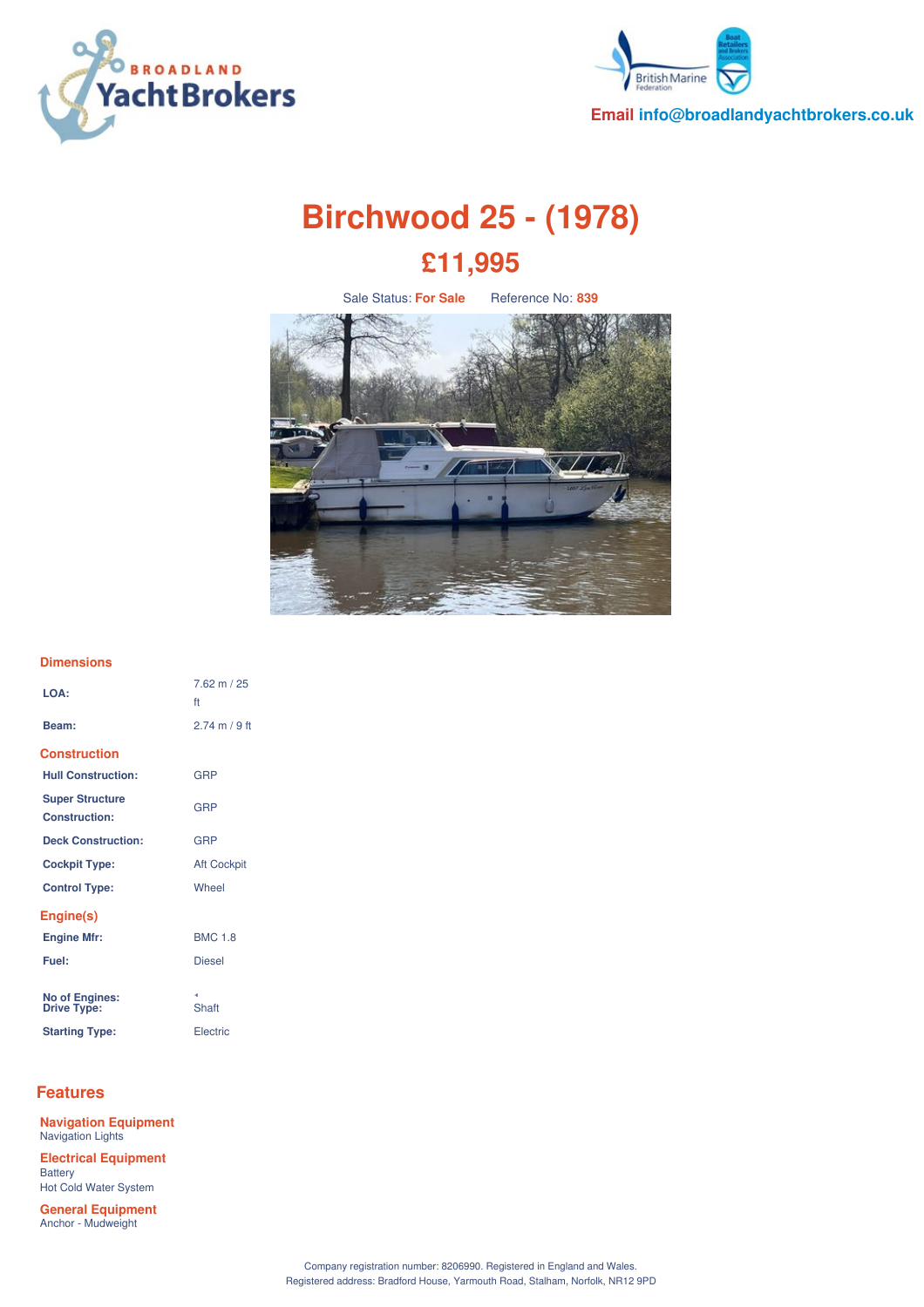Email info@broadlandyachtbrokers.co.uk

# Birchwood 25 - (1978)

## £11,995

Sale Status: **For Sale**  Reference No: **839**

### Dimensions

| | |
|---|---|
| **LOA:** | 7.62 m / 25 ft |
| **Beam:** | 2.74 m / 9 ft |

### Construction

| | |
|---|---|
| **Hull Construction:** | GRP |
| **Super Structure Construction:** | GRP |
| **Deck Construction:** | GRP |
| **Cockpit Type:** | Aft Cockpit |
| **Control Type:** | Wheel |

### Engine(s)

| | |
|---|---|
| **Engine Mfr:** | BMC 1.8 |
| **Fuel:** | Diesel |
| **No of Engines:** | 1 |
| **Drive Type:** | Shaft |
| **Starting Type:** | Electric |

## Features

### Navigation Equipment
Navigation Lights

### Electrical Equipment
Battery
Hot Cold Water System

### General Equipment
Anchor - Mudweight

Company registration number: 8206990. Registered in England and Wales.
Registered address: Bradford House, Yarmouth Road, Stalham, Norfolk, NR12 9PD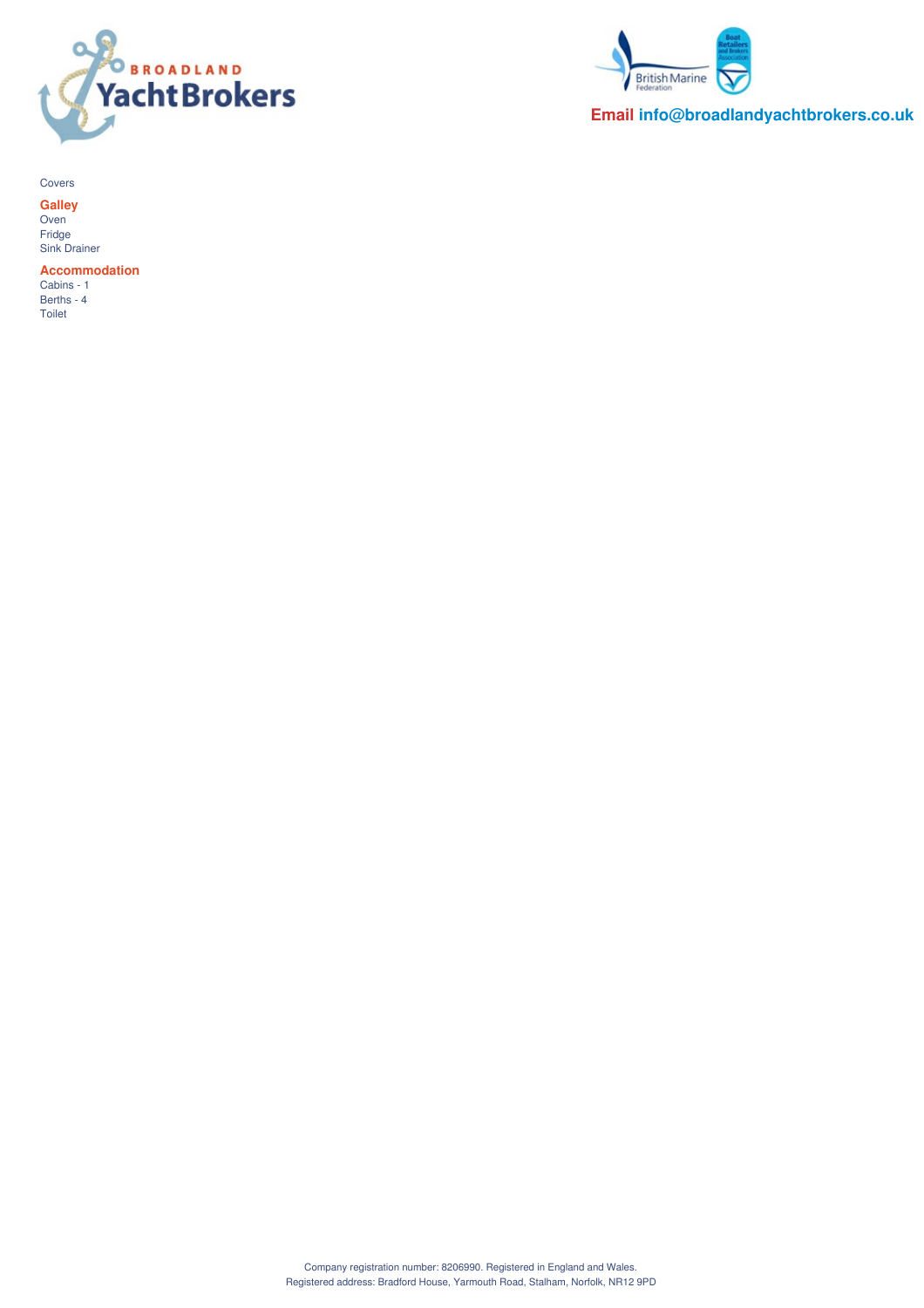Covers

## Galley

Oven
Fridge
Sink Drainer

## Accommodation

Cabins - 1
Berths - 4
Toilet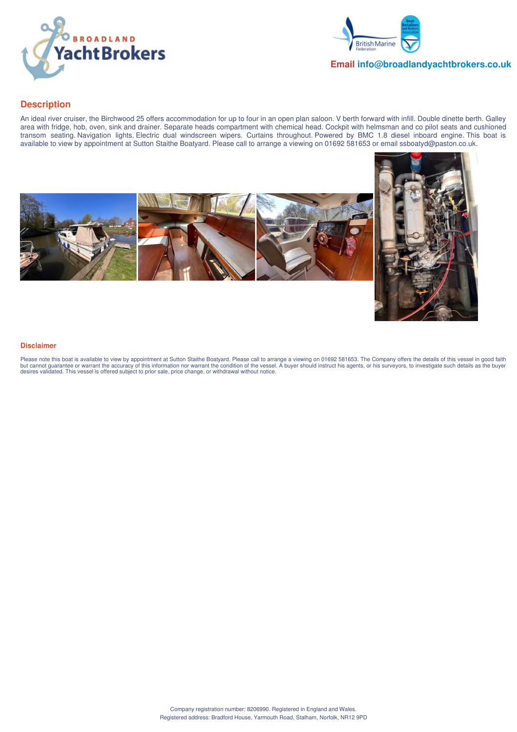Email info@broadlandyachtbrokers.co.uk

## Description

An ideal river cruiser, the Birchwood 25 offers accommodation for up to four in an open plan saloon. V berth forward with infill. Double dinette berth. Galley area with fridge, hob, oven, sink and drainer. Separate heads compartment with chemical head. Cockpit with helmsman and co pilot seats and cushioned transom seating. Navigation lights. Electric dual windscreen wipers. Curtains throughout. Powered by BMC 1.8 diesel inboard engine. This boat is available to view by appointment at Sutton Staithe Boatyard. Please call to arrange a viewing on 01692 581653 or email ssboatyd@paston.co.uk.

### Disclaimer

Please note this boat is available to view by appointment at Sutton Staithe Boatyard. Please call to arrange a viewing on 01692 581653. The Company offers the details of this vessel in good faith but cannot guarantee or warrant the accuracy of this information nor warrant the condition of the vessel. A buyer should instruct his agents, or his surveyors, to investigate such details as the buyer desires validated. This vessel is offered subject to prior sale, price change, or withdrawal without notice.

Company registration number: 8206990. Registered in England and Wales.
Registered address: Bradford House, Yarmouth Road, Stalham, Norfolk, NR12 9PD